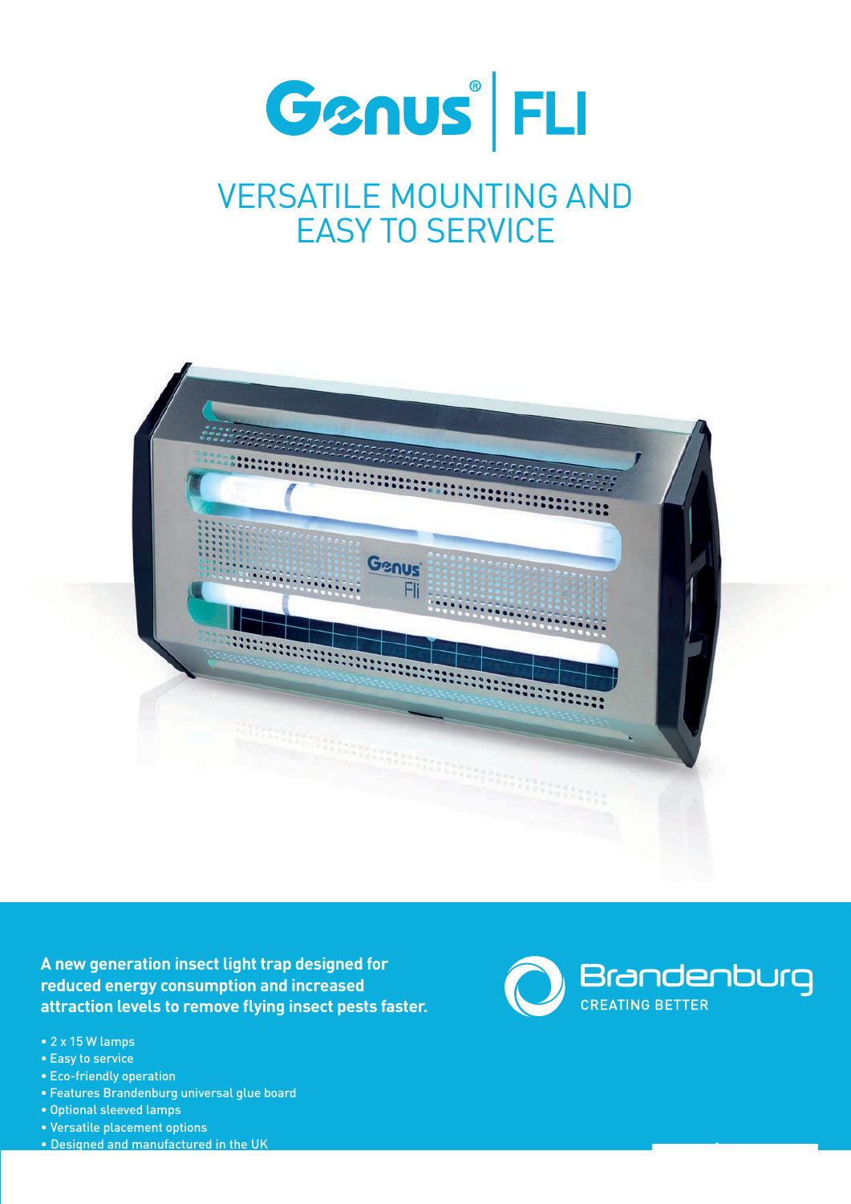# Genus® | FLI

## VERSATILE MOUNTING AND EASY TO SERVICE

**A new generation insect light trap designed for reduced energy consumption and increased attraction levels to remove flying insect pests faster.**

- 2 x 15 W lamps
- Easy to service
- Eco-friendly operation
- Features Brandenburg universal glue board
- Optional sleeved lamps
- Versatile placement options
- Designed and manufactured in the UK

Brandenburg
CREATING BETTER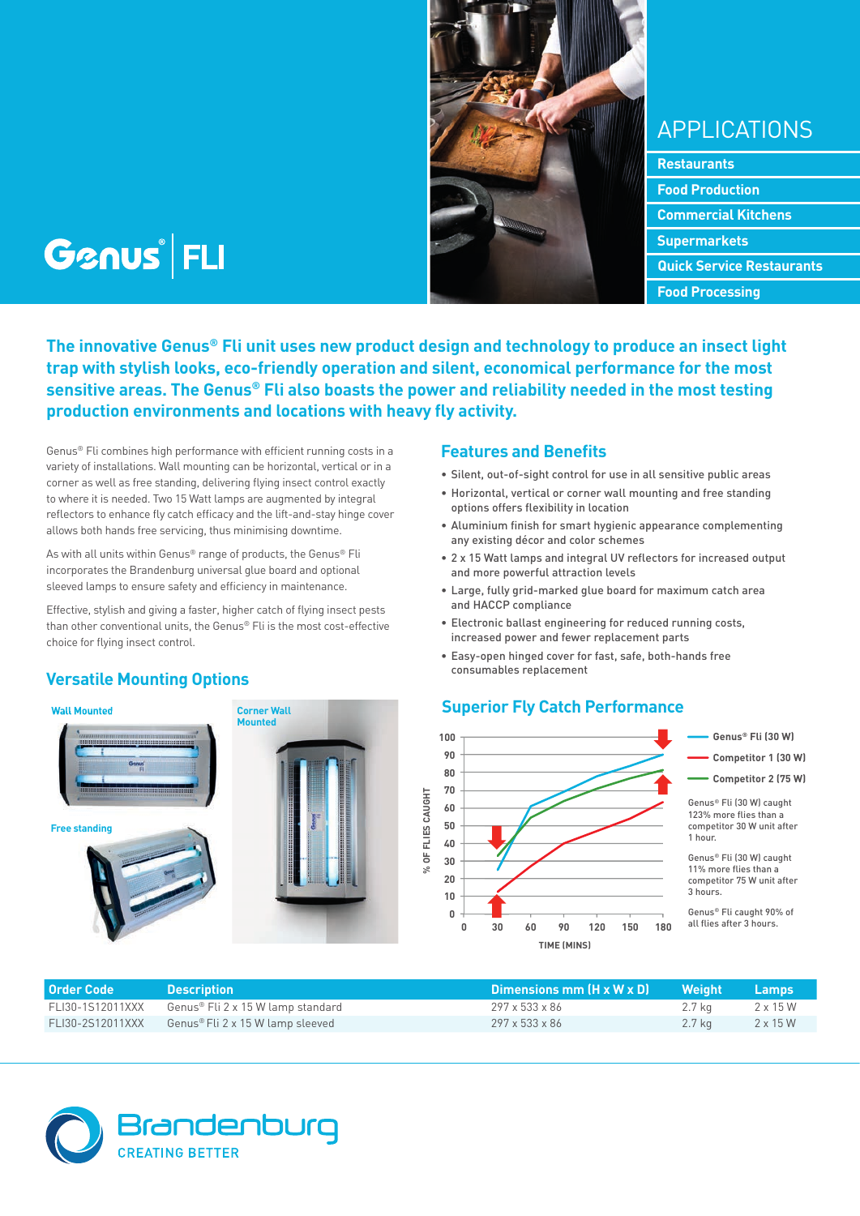# Genus® | FLI

## APPLICATIONS

- Restaurants
- Food Production
- Commercial Kitchens
- Supermarkets
- Quick Service Restaurants
- Food Processing

**The innovative Genus® Fli unit uses new product design and technology to produce an insect light trap with stylish looks, eco-friendly operation and silent, economical performance for the most sensitive areas. The Genus® Fli also boasts the power and reliability needed in the most testing production environments and locations with heavy fly activity.**

Genus® Fli combines high performance with efficient running costs in a variety of installations. Wall mounting can be horizontal, vertical or in a corner as well as free standing, delivering flying insect control exactly to where it is needed. Two 15 Watt lamps are augmented by integral reflectors to enhance fly catch efficacy and the lift-and-stay hinge cover allows both hands free servicing, thus minimising downtime.

As with all units within Genus® range of products, the Genus® Fli incorporates the Brandenburg universal glue board and optional sleeved lamps to ensure safety and efficiency in maintenance.

Effective, stylish and giving a faster, higher catch of flying insect pests than other conventional units, the Genus® Fli is the most cost-effective choice for flying insect control.

## Versatile Mounting Options

Wall Mounted

Corner Wall Mounted

Free standing

## Features and Benefits

- Silent, out-of-sight control for use in all sensitive public areas
- Horizontal, vertical or corner wall mounting and free standing options offers flexibility in location
- Aluminium finish for smart hygienic appearance complementing any existing décor and color schemes
- 2 x 15 Watt lamps and integral UV reflectors for increased output and more powerful attraction levels
- Large, fully grid-marked glue board for maximum catch area and HACCP compliance
- Electronic ballast engineering for reduced running costs, increased power and fewer replacement parts
- Easy-open hinged cover for fast, safe, both-hands free consumables replacement

## Superior Fly Catch Performance

% OF FLIES CAUGHT

100
90
80
70
60
50
40
30
20
10
0

0 30 60 90 120 150 180

TIME (MINS)

Genus® Fli (30 W)
Competitor 1 (30 W)
Competitor 2 (75 W)

Genus® Fli (30 W) caught 123% more flies than a competitor 30 W unit after 1 hour.

Genus® Fli (30 W) caught 11% more flies than a competitor 75 W unit after 3 hours.

Genus® Fli caught 90% of all flies after 3 hours.

| Order Code | Description | Dimensions mm (H x W x D) | Weight | Lamps |
|---|---|---|---|---|
| FLI30-1S12011XXX | Genus® Fli 2 x 15 W lamp standard | 297 x 533 x 86 | 2.7 kg | 2 x 15 W |
| FLI30-2S12011XXX | Genus® Fli 2 x 15 W lamp sleeved | 297 x 533 x 86 | 2.7 kg | 2 x 15 W |

Brandenburg
CREATING BETTER